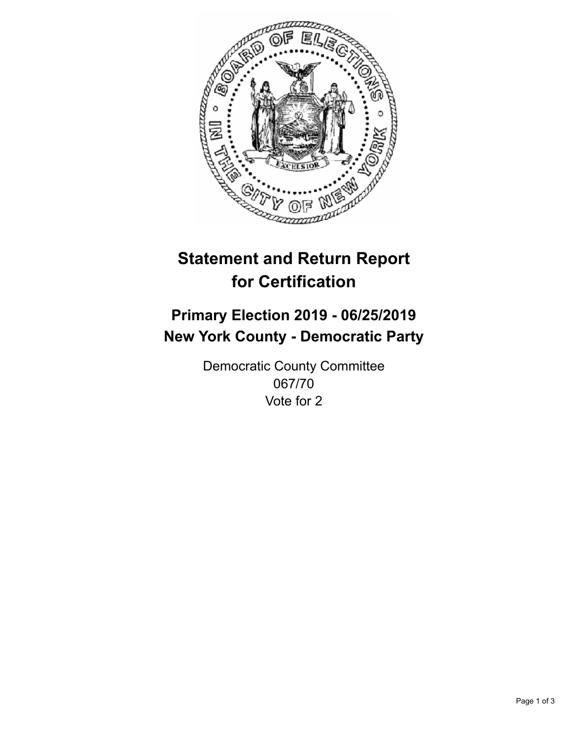# Statement and Return Report for Certification

## Primary Election 2019 - 06/25/2019
## New York County - Democratic Party

Democratic County Committee
067/70
Vote for 2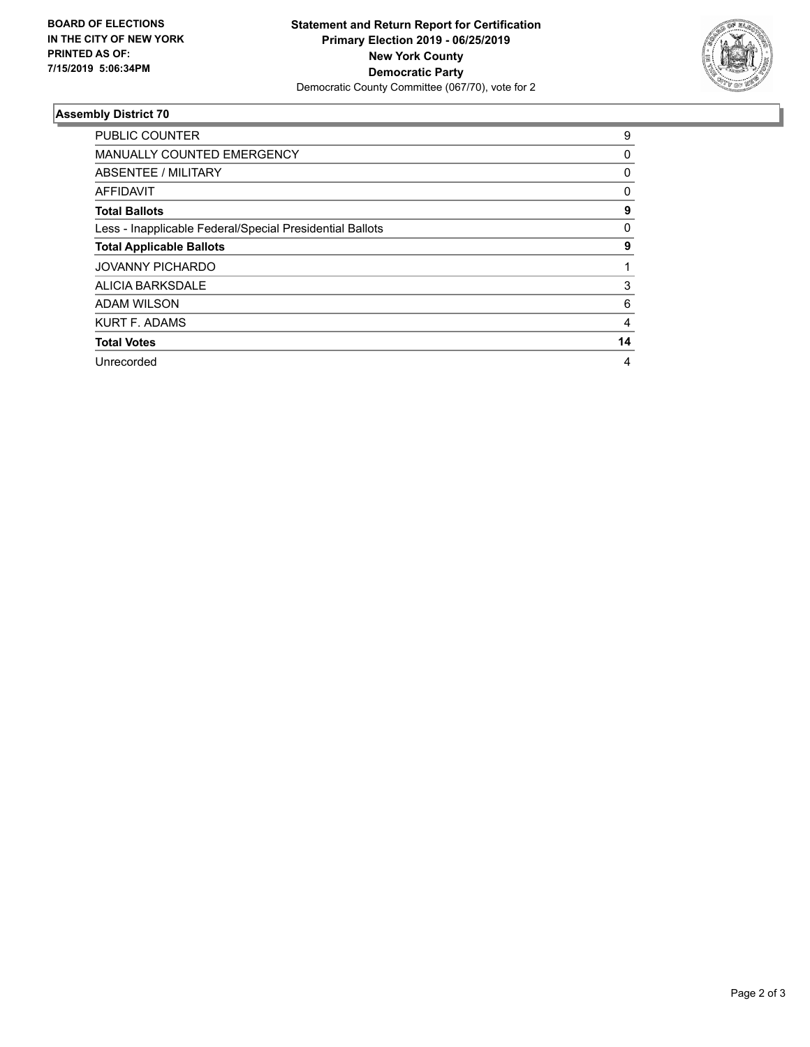**BOARD OF ELECTIONS IN THE CITY OF NEW YORK PRINTED AS OF: 7/15/2019 5:06:34PM**

**Statement and Return Report for Certification**
**Primary Election 2019 - 06/25/2019**
**New York County**
**Democratic Party**
Democratic County Committee (067/70), vote for 2

## Assembly District 70

| | |
|---|---|
| PUBLIC COUNTER | 9 |
| MANUALLY COUNTED EMERGENCY | 0 |
| ABSENTEE / MILITARY | 0 |
| AFFIDAVIT | 0 |
| **Total Ballots** | **9** |
| Less - Inapplicable Federal/Special Presidential Ballots | 0 |
| **Total Applicable Ballots** | **9** |
| JOVANNY PICHARDO | 1 |
| ALICIA BARKSDALE | 3 |
| ADAM WILSON | 6 |
| KURT F. ADAMS | 4 |
| **Total Votes** | **14** |
| Unrecorded | 4 |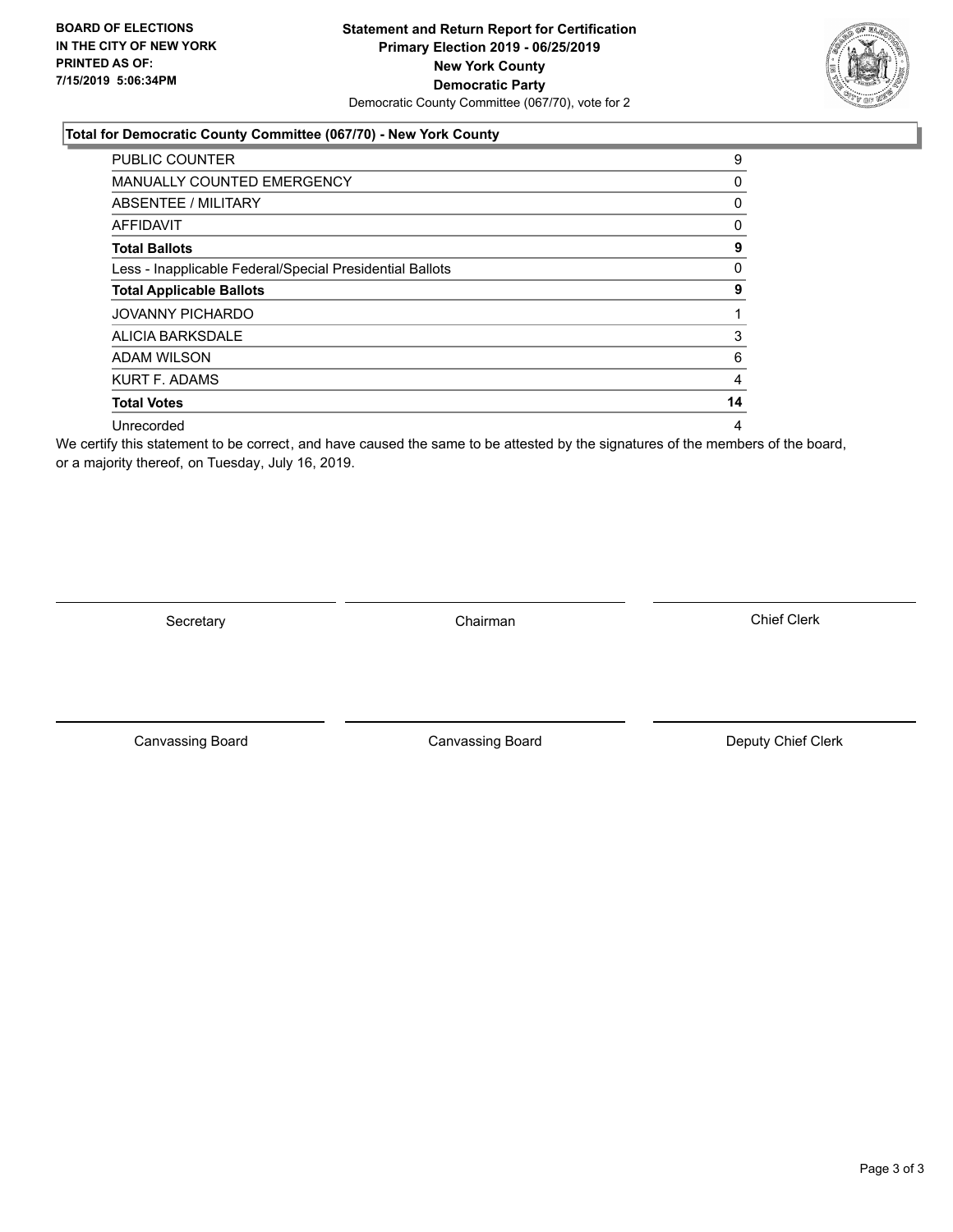**BOARD OF ELECTIONS IN THE CITY OF NEW YORK PRINTED AS OF: 7/15/2019 5:06:34PM**

**Statement and Return Report for Certification**
**Primary Election 2019 - 06/25/2019**
**New York County**
**Democratic Party**
Democratic County Committee (067/70), vote for 2

## Total for Democratic County Committee (067/70) - New York County

| | |
|---|---|
| PUBLIC COUNTER | 9 |
| MANUALLY COUNTED EMERGENCY | 0 |
| ABSENTEE / MILITARY | 0 |
| AFFIDAVIT | 0 |
| **Total Ballots** | **9** |
| Less - Inapplicable Federal/Special Presidential Ballots | 0 |
| **Total Applicable Ballots** | **9** |
| JOVANNY PICHARDO | 1 |
| ALICIA BARKSDALE | 3 |
| ADAM WILSON | 6 |
| KURT F. ADAMS | 4 |
| **Total Votes** | **14** |
| Unrecorded | 4 |

We certify this statement to be correct, and have caused the same to be attested by the signatures of the members of the board, or a majority thereof, on Tuesday, July 16, 2019.

Secretary

Chairman

Chief Clerk

Canvassing Board

Canvassing Board

Deputy Chief Clerk